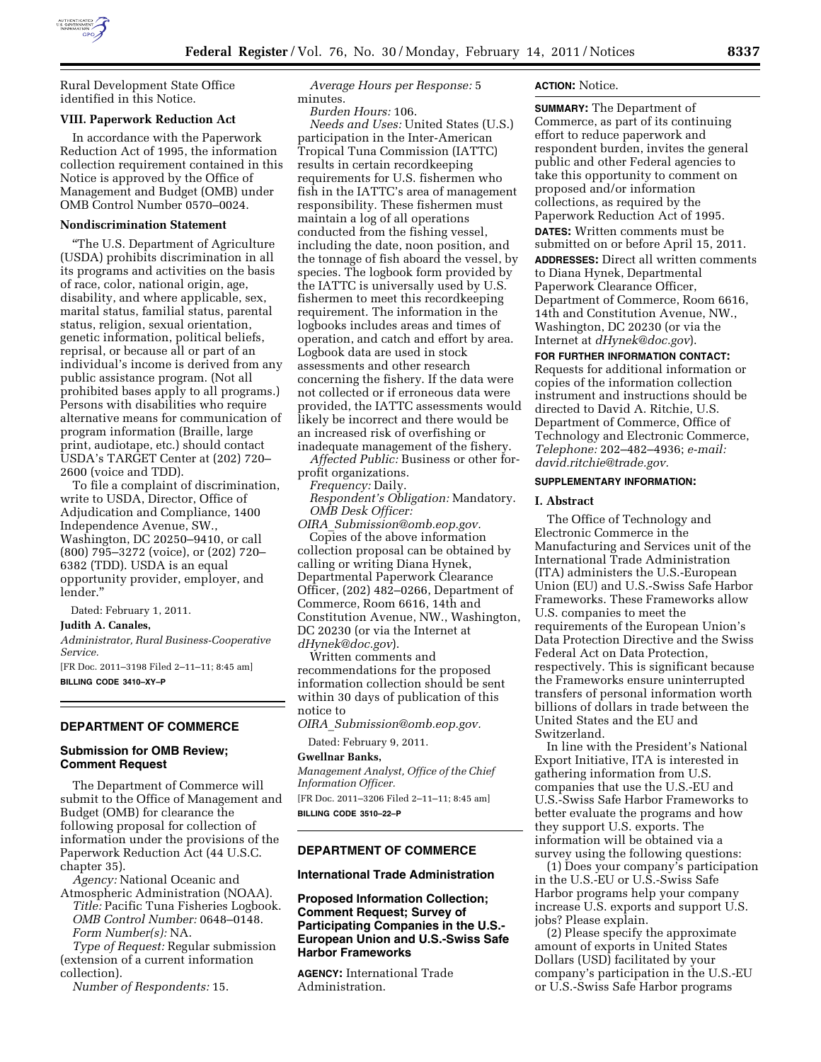Rural Development State Office identified in this Notice.

### VIII. Paperwork Reduction Act

In accordance with the Paperwork Reduction Act of 1995, the information collection requirement contained in this Notice is approved by the Office of Management and Budget (OMB) under OMB Control Number 0570–0024.

### Nondiscrimination Statement

"The U.S. Department of Agriculture (USDA) prohibits discrimination in all its programs and activities on the basis of race, color, national origin, age, disability, and where applicable, sex, marital status, familial status, parental status, religion, sexual orientation, genetic information, political beliefs, reprisal, or because all or part of an individual's income is derived from any public assistance program. (Not all prohibited bases apply to all programs.) Persons with disabilities who require alternative means for communication of program information (Braille, large print, audiotape, etc.) should contact USDA's TARGET Center at (202) 720–2600 (voice and TDD).

To file a complaint of discrimination, write to USDA, Director, Office of Adjudication and Compliance, 1400 Independence Avenue, SW., Washington, DC 20250–9410, or call (800) 795–3272 (voice), or (202) 720–6382 (TDD). USDA is an equal opportunity provider, employer, and lender."

Dated: February 1, 2011.

**Judith A. Canales,**

*Administrator, Rural Business-Cooperative Service.*

[FR Doc. 2011–3198 Filed 2–11–11; 8:45 am]

**BILLING CODE 3410–XY–P**

---

## DEPARTMENT OF COMMERCE

### Submission for OMB Review; Comment Request

The Department of Commerce will submit to the Office of Management and Budget (OMB) for clearance the following proposal for collection of information under the provisions of the Paperwork Reduction Act (44 U.S.C. chapter 35).

*Agency:* National Oceanic and Atmospheric Administration (NOAA).

*Title:* Pacific Tuna Fisheries Logbook.

*OMB Control Number:* 0648–0148.

*Form Number(s):* NA.

*Type of Request:* Regular submission (extension of a current information collection).

*Number of Respondents:* 15.

*Average Hours per Response:* 5 minutes.

*Burden Hours:* 106.

*Needs and Uses:* United States (U.S.) participation in the Inter-American Tropical Tuna Commission (IATTC) results in certain recordkeeping requirements for U.S. fishermen who fish in the IATTC's area of management responsibility. These fishermen must maintain a log of all operations conducted from the fishing vessel, including the date, noon position, and the tonnage of fish aboard the vessel, by species. The logbook form provided by the IATTC is universally used by U.S. fishermen to meet this recordkeeping requirement. The information in the logbooks includes areas and times of operation, and catch and effort by area. Logbook data are used in stock assessments and other research concerning the fishery. If the data were not collected or if erroneous data were provided, the IATTC assessments would likely be incorrect and there would be an increased risk of overfishing or inadequate management of the fishery.

*Affected Public:* Business or other for-profit organizations.

*Frequency:* Daily.

*Respondent's Obligation:* Mandatory.

*OMB Desk Officer:* *OIRA_Submission@omb.eop.gov.*

Copies of the above information collection proposal can be obtained by calling or writing Diana Hynek, Departmental Paperwork Clearance Officer, (202) 482–0266, Department of Commerce, Room 6616, 14th and Constitution Avenue, NW., Washington, DC 20230 (or via the Internet at *dHynek@doc.gov*).

Written comments and recommendations for the proposed information collection should be sent within 30 days of publication of this notice to *OIRA_Submission@omb.eop.gov.*

Dated: February 9, 2011.

**Gwellnar Banks,**

*Management Analyst, Office of the Chief Information Officer.*

[FR Doc. 2011–3206 Filed 2–11–11; 8:45 am]

**BILLING CODE 3510–22–P**

---

## DEPARTMENT OF COMMERCE

### International Trade Administration

### Proposed Information Collection; Comment Request; Survey of Participating Companies in the U.S.-European Union and U.S.-Swiss Safe Harbor Frameworks

**AGENCY:** International Trade Administration.

**ACTION:** Notice.

**SUMMARY:** The Department of Commerce, as part of its continuing effort to reduce paperwork and respondent burden, invites the general public and other Federal agencies to take this opportunity to comment on proposed and/or information collections, as required by the Paperwork Reduction Act of 1995.

**DATES:** Written comments must be submitted on or before April 15, 2011.

**ADDRESSES:** Direct all written comments to Diana Hynek, Departmental Paperwork Clearance Officer, Department of Commerce, Room 6616, 14th and Constitution Avenue, NW., Washington, DC 20230 (or via the Internet at *dHynek@doc.gov*).

**FOR FURTHER INFORMATION CONTACT:** Requests for additional information or copies of the information collection instrument and instructions should be directed to David A. Ritchie, U.S. Department of Commerce, Office of Technology and Electronic Commerce, *Telephone:* 202–482–4936; *e-mail: david.ritchie@trade.gov.*

**SUPPLEMENTARY INFORMATION:**

### I. Abstract

The Office of Technology and Electronic Commerce in the Manufacturing and Services unit of the International Trade Administration (ITA) administers the U.S.-European Union (EU) and U.S.-Swiss Safe Harbor Frameworks. These Frameworks allow U.S. companies to meet the requirements of the European Union's Data Protection Directive and the Swiss Federal Act on Data Protection, respectively. This is significant because the Frameworks ensure uninterrupted transfers of personal information worth billions of dollars in trade between the United States and the EU and Switzerland.

In line with the President's National Export Initiative, ITA is interested in gathering information from U.S. companies that use the U.S.-EU and U.S.-Swiss Safe Harbor Frameworks to better evaluate the programs and how they support U.S. exports. The information will be obtained via a survey using the following questions:

(1) Does your company's participation in the U.S.-EU or U.S.-Swiss Safe Harbor programs help your company increase U.S. exports and support U.S. jobs? Please explain.

(2) Please specify the approximate amount of exports in United States Dollars (USD) facilitated by your company's participation in the U.S.-EU or U.S.-Swiss Safe Harbor programs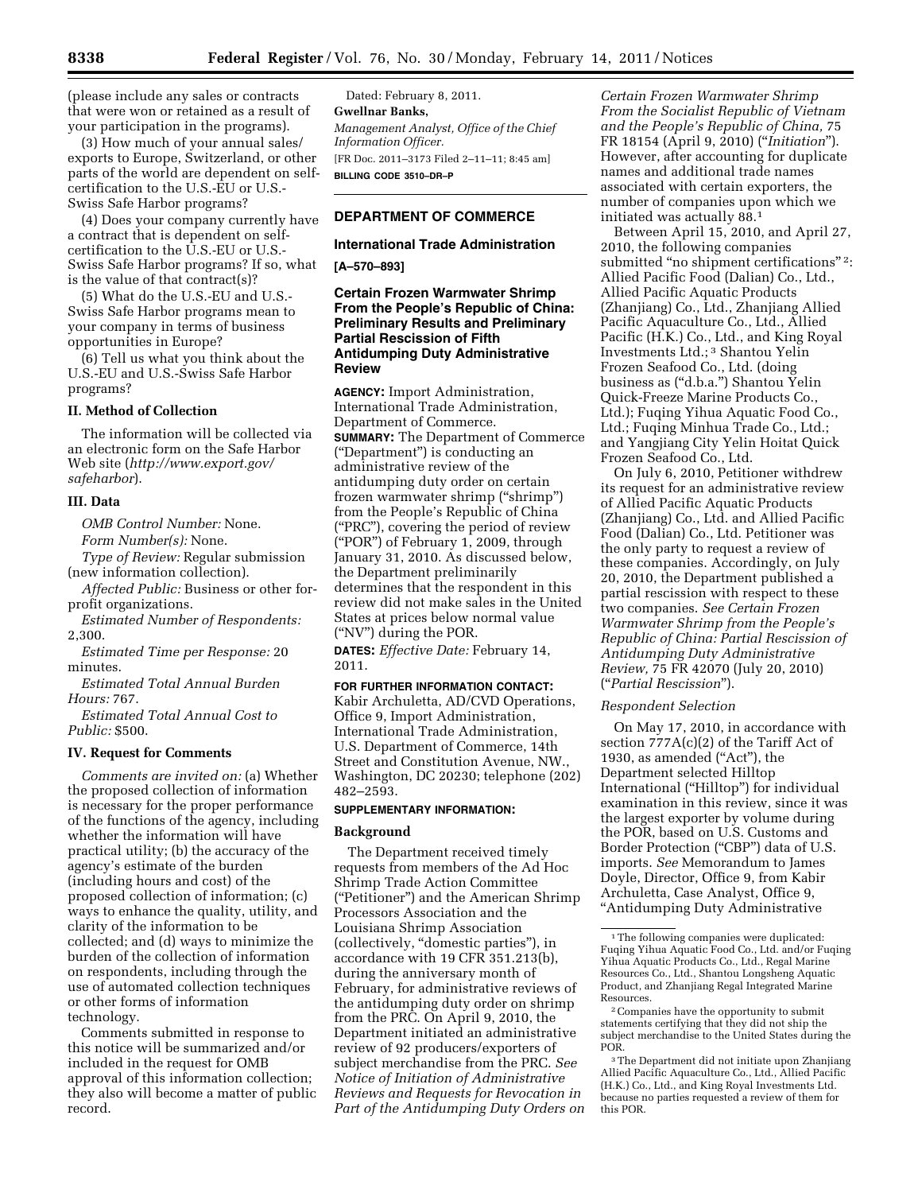(please include any sales or contracts that were won or retained as a result of your participation in the programs).

(3) How much of your annual sales/exports to Europe, Switzerland, or other parts of the world are dependent on self-certification to the U.S.-EU or U.S.-Swiss Safe Harbor programs?

(4) Does your company currently have a contract that is dependent on self-certification to the U.S.-EU or U.S.-Swiss Safe Harbor programs? If so, what is the value of that contract(s)?

(5) What do the U.S.-EU and U.S.-Swiss Safe Harbor programs mean to your company in terms of business opportunities in Europe?

(6) Tell us what you think about the U.S.-EU and U.S.-Swiss Safe Harbor programs?

**II. Method of Collection**

The information will be collected via an electronic form on the Safe Harbor Web site (*http://www.export.gov/safeharbor*).

**III. Data**

*OMB Control Number:* None.

*Form Number(s):* None.

*Type of Review:* Regular submission (new information collection).

*Affected Public:* Business or other for-profit organizations.

*Estimated Number of Respondents:* 2,300.

*Estimated Time per Response:* 20 minutes.

*Estimated Total Annual Burden Hours:* 767.

*Estimated Total Annual Cost to Public:* $500.

**IV. Request for Comments**

*Comments are invited on:* (a) Whether the proposed collection of information is necessary for the proper performance of the functions of the agency, including whether the information will have practical utility; (b) the accuracy of the agency's estimate of the burden (including hours and cost) of the proposed collection of information; (c) ways to enhance the quality, utility, and clarity of the information to be collected; and (d) ways to minimize the burden of the collection of information on respondents, including through the use of automated collection techniques or other forms of information technology.

Comments submitted in response to this notice will be summarized and/or included in the request for OMB approval of this information collection; they also will become a matter of public record.

Dated: February 8, 2011.

**Gwellnar Banks,**

*Management Analyst, Office of the Chief Information Officer.*

[FR Doc. 2011–3173 Filed 2–11–11; 8:45 am]

**BILLING CODE 3510–DR–P**

---

**DEPARTMENT OF COMMERCE**

**International Trade Administration**

**[A–570–893]**

**Certain Frozen Warmwater Shrimp From the People's Republic of China: Preliminary Results and Preliminary Partial Rescission of Fifth Antidumping Duty Administrative Review**

**AGENCY:** Import Administration, International Trade Administration, Department of Commerce.

**SUMMARY:** The Department of Commerce ("Department") is conducting an administrative review of the antidumping duty order on certain frozen warmwater shrimp ("shrimp") from the People's Republic of China ("PRC"), covering the period of review ("POR") of February 1, 2009, through January 31, 2010. As discussed below, the Department preliminarily determines that the respondent in this review did not make sales in the United States at prices below normal value ("NV") during the POR.

**DATES:** *Effective Date:* February 14, 2011.

**FOR FURTHER INFORMATION CONTACT:** Kabir Archuleta, AD/CVD Operations, Office 9, Import Administration, International Trade Administration, U.S. Department of Commerce, 14th Street and Constitution Avenue, NW., Washington, DC 20230; telephone (202) 482–2593.

**SUPPLEMENTARY INFORMATION:**

**Background**

The Department received timely requests from members of the Ad Hoc Shrimp Trade Action Committee ("Petitioner") and the American Shrimp Processors Association and the Louisiana Shrimp Association (collectively, "domestic parties"), in accordance with 19 CFR 351.213(b), during the anniversary month of February, for administrative reviews of the antidumping duty order on shrimp from the PRC. On April 9, 2010, the Department initiated an administrative review of 92 producers/exporters of subject merchandise from the PRC. *See Notice of Initiation of Administrative Reviews and Requests for Revocation in Part of the Antidumping Duty Orders on Certain Frozen Warmwater Shrimp From the Socialist Republic of Vietnam and the People's Republic of China,* 75 FR 18154 (April 9, 2010) ("*Initiation*"). However, after accounting for duplicate names and additional trade names associated with certain exporters, the number of companies upon which we initiated was actually 88.[1]

Between April 15, 2010, and April 27, 2010, the following companies submitted "no shipment certifications"[2]: Allied Pacific Food (Dalian) Co., Ltd., Allied Pacific Aquatic Products (Zhanjiang) Co., Ltd., Zhanjiang Allied Pacific Aquaculture Co., Ltd., Allied Pacific (H.K.) Co., Ltd., and King Royal Investments Ltd.;[3] Shantou Yelin Frozen Seafood Co., Ltd. (doing business as ("d.b.a.") Shantou Yelin Quick-Freeze Marine Products Co., Ltd.); Fuqing Yihua Aquatic Food Co., Ltd.; Fuqing Minhua Trade Co., Ltd.; and Yangjiang City Yelin Hoitat Quick Frozen Seafood Co., Ltd.

On July 6, 2010, Petitioner withdrew its request for an administrative review of Allied Pacific Aquatic Products (Zhanjiang) Co., Ltd. and Allied Pacific Food (Dalian) Co., Ltd. Petitioner was the only party to request a review of these companies. Accordingly, on July 20, 2010, the Department published a partial rescission with respect to these two companies. *See Certain Frozen Warmwater Shrimp from the People's Republic of China: Partial Rescission of Antidumping Duty Administrative Review,* 75 FR 42070 (July 20, 2010) ("*Partial Rescission*").

*Respondent Selection*

On May 17, 2010, in accordance with section 777A(c)(2) of the Tariff Act of 1930, as amended ("Act"), the Department selected Hilltop International ("Hilltop") for individual examination in this review, since it was the largest exporter by volume during the POR, based on U.S. Customs and Border Protection ("CBP") data of U.S. imports. *See* Memorandum to James Doyle, Director, Office 9, from Kabir Archuleta, Case Analyst, Office 9, "Antidumping Duty Administrative

---

[1] The following companies were duplicated: Fuqing Yihua Aquatic Food Co., Ltd. and/or Fuqing Yihua Aquatic Products Co., Ltd., Regal Marine Resources Co., Ltd., Shantou Longsheng Aquatic Product, and Zhanjiang Regal Integrated Marine Resources.

[2] Companies have the opportunity to submit statements certifying that they did not ship the subject merchandise to the United States during the POR.

[3] The Department did not initiate upon Zhanjiang Allied Pacific Aquaculture Co., Ltd., Allied Pacific (H.K.) Co., Ltd., and King Royal Investments Ltd. because no parties requested a review of them for this POR.